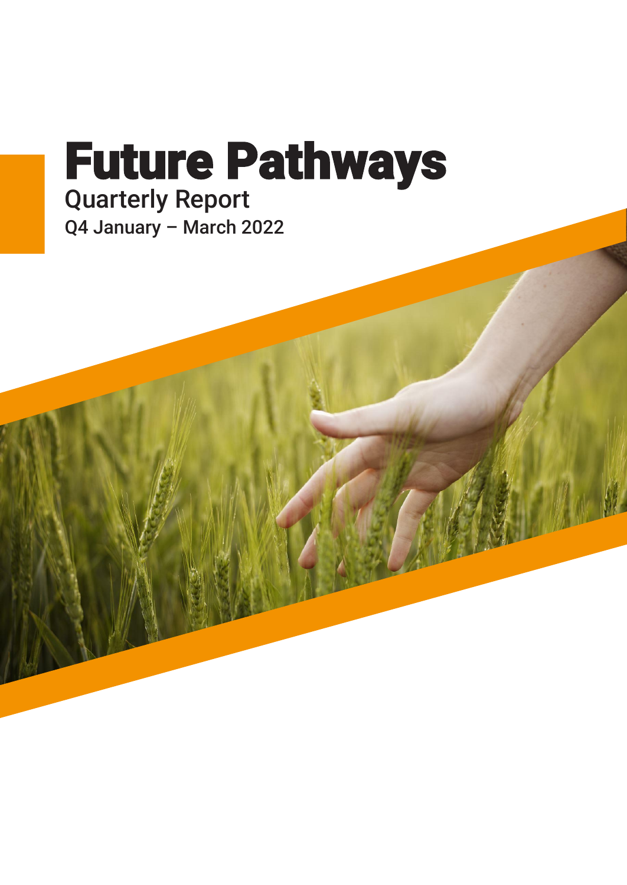# Future Pathways

## Quarterly Report

Q4 January – March 2022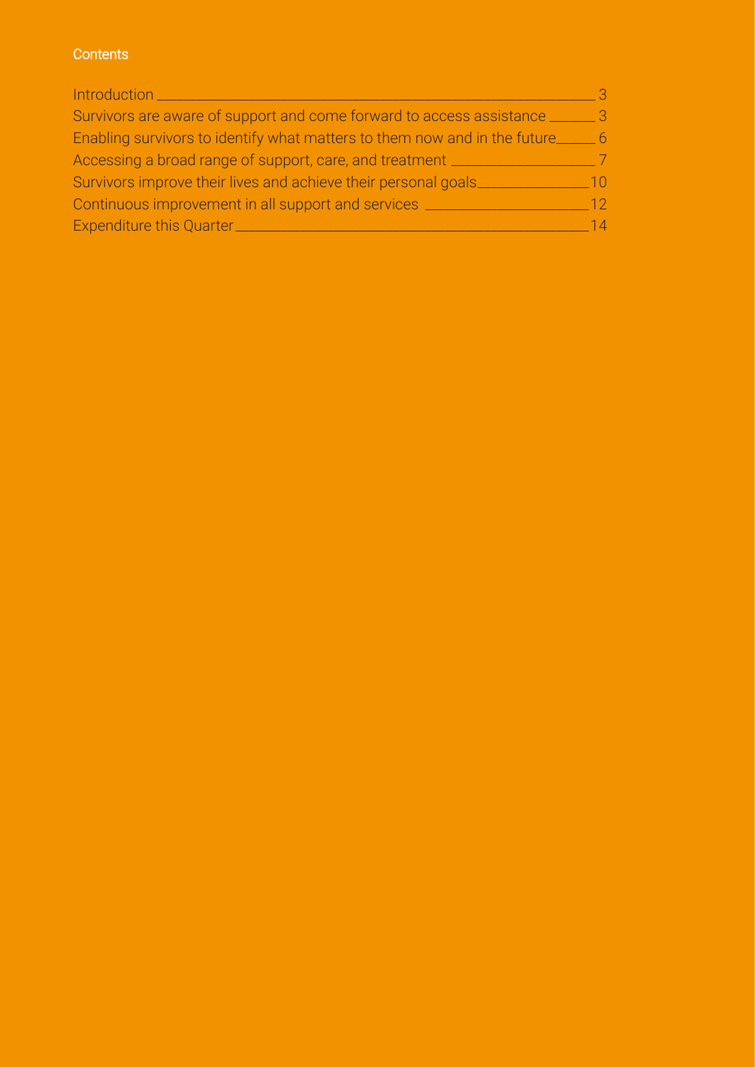## Contents

| | |
|---|---|
| Introduction | 3 |
| Survivors are aware of support and come forward to access assistance | 3 |
| Enabling survivors to identify what matters to them now and in the future | 6 |
| Accessing a broad range of support, care, and treatment | 7 |
| Survivors improve their lives and achieve their personal goals | 10 |
| Continuous improvement in all support and services | 12 |
| Expenditure this Quarter | 14 |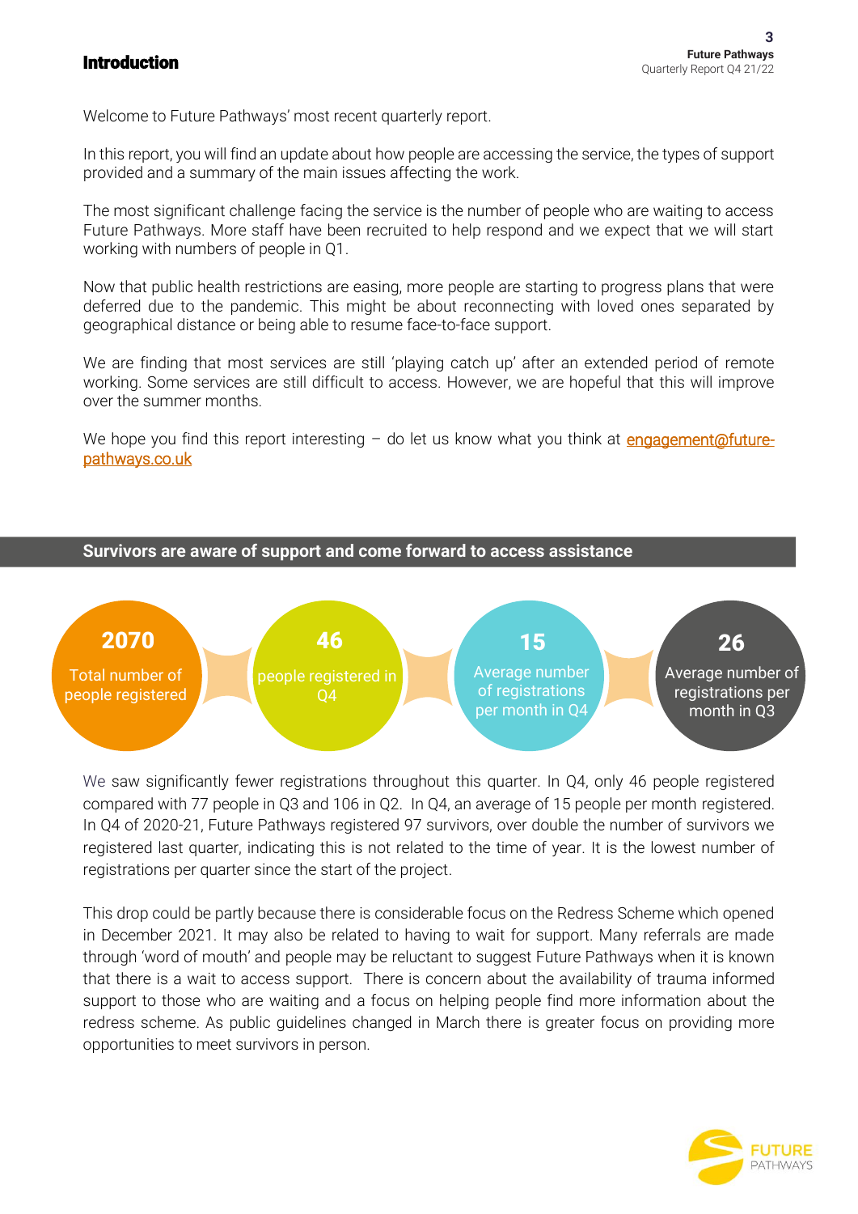# Introduction

Welcome to Future Pathways' most recent quarterly report.

In this report, you will find an update about how people are accessing the service, the types of support provided and a summary of the main issues affecting the work.

The most significant challenge facing the service is the number of people who are waiting to access Future Pathways. More staff have been recruited to help respond and we expect that we will start working with numbers of people in Q1.

Now that public health restrictions are easing, more people are starting to progress plans that were deferred due to the pandemic. This might be about reconnecting with loved ones separated by geographical distance or being able to resume face-to-face support.

We are finding that most services are still 'playing catch up' after an extended period of remote working. Some services are still difficult to access. However, we are hopeful that this will improve over the summer months.

We hope you find this report interesting – do let us know what you think at engagement@future-pathways.co.uk

## Survivors are aware of support and come forward to access assistance

**2070** Total number of people registered

**46** people registered in Q4

**15** Average number of registrations per month in Q4

**26** Average number of registrations per month in Q3

We saw significantly fewer registrations throughout this quarter. In Q4, only 46 people registered compared with 77 people in Q3 and 106 in Q2. In Q4, an average of 15 people per month registered. In Q4 of 2020-21, Future Pathways registered 97 survivors, over double the number of survivors we registered last quarter, indicating this is not related to the time of year. It is the lowest number of registrations per quarter since the start of the project.

This drop could be partly because there is considerable focus on the Redress Scheme which opened in December 2021. It may also be related to having to wait for support. Many referrals are made through 'word of mouth' and people may be reluctant to suggest Future Pathways when it is known that there is a wait to access support. There is concern about the availability of trauma informed support to those who are waiting and a focus on helping people find more information about the redress scheme. As public guidelines changed in March there is greater focus on providing more opportunities to meet survivors in person.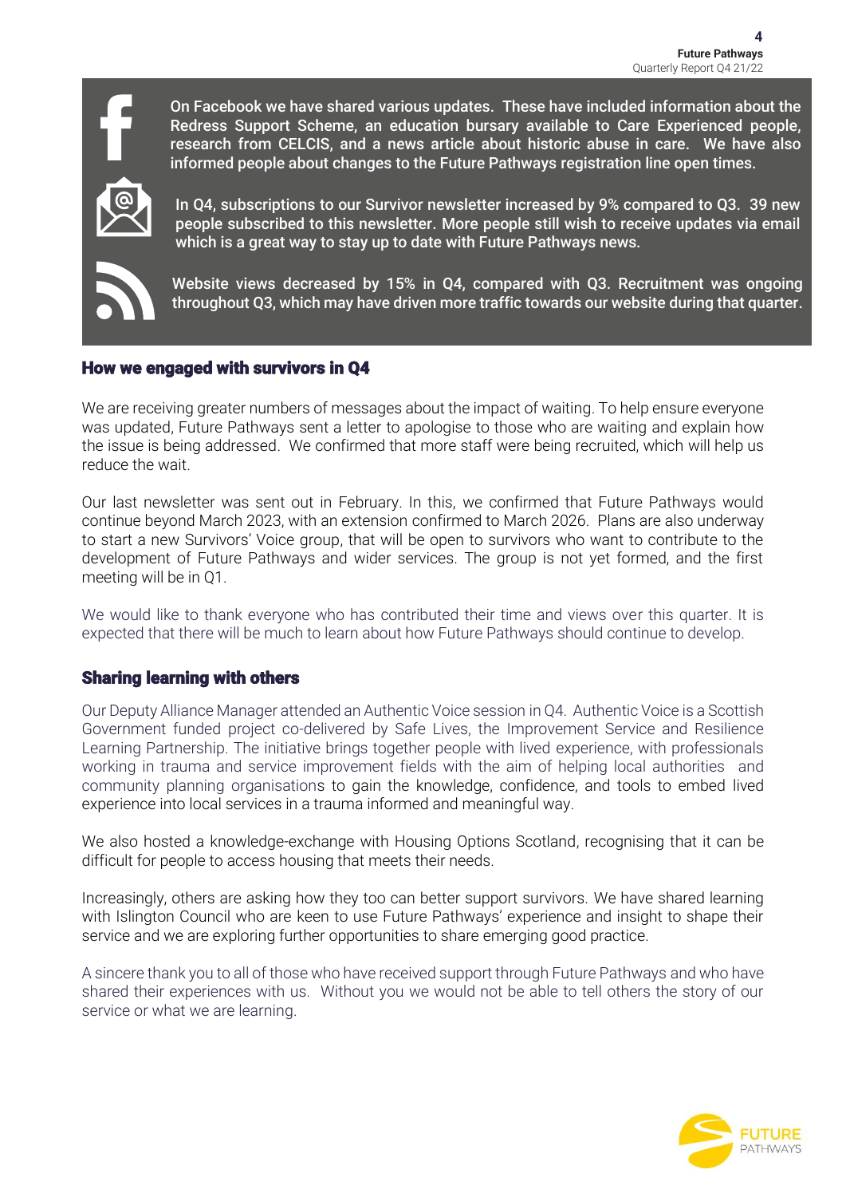On Facebook we have shared various updates. These have included information about the Redress Support Scheme, an education bursary available to Care Experienced people, research from CELCIS, and a news article about historic abuse in care. We have also informed people about changes to the Future Pathways registration line open times.

In Q4, subscriptions to our Survivor newsletter increased by 9% compared to Q3. 39 new people subscribed to this newsletter. More people still wish to receive updates via email which is a great way to stay up to date with Future Pathways news.

Website views decreased by 15% in Q4, compared with Q3. Recruitment was ongoing throughout Q3, which may have driven more traffic towards our website during that quarter.

## How we engaged with survivors in Q4

We are receiving greater numbers of messages about the impact of waiting. To help ensure everyone was updated, Future Pathways sent a letter to apologise to those who are waiting and explain how the issue is being addressed. We confirmed that more staff were being recruited, which will help us reduce the wait.

Our last newsletter was sent out in February. In this, we confirmed that Future Pathways would continue beyond March 2023, with an extension confirmed to March 2026. Plans are also underway to start a new Survivors' Voice group, that will be open to survivors who want to contribute to the development of Future Pathways and wider services. The group is not yet formed, and the first meeting will be in Q1.

We would like to thank everyone who has contributed their time and views over this quarter. It is expected that there will be much to learn about how Future Pathways should continue to develop.

## Sharing learning with others

Our Deputy Alliance Manager attended an Authentic Voice session in Q4. Authentic Voice is a Scottish Government funded project co-delivered by Safe Lives, the Improvement Service and Resilience Learning Partnership. The initiative brings together people with lived experience, with professionals working in trauma and service improvement fields with the aim of helping local authorities and community planning organisations to gain the knowledge, confidence, and tools to embed lived experience into local services in a trauma informed and meaningful way.

We also hosted a knowledge-exchange with Housing Options Scotland, recognising that it can be difficult for people to access housing that meets their needs.

Increasingly, others are asking how they too can better support survivors. We have shared learning with Islington Council who are keen to use Future Pathways' experience and insight to shape their service and we are exploring further opportunities to share emerging good practice.

A sincere thank you to all of those who have received support through Future Pathways and who have shared their experiences with us. Without you we would not be able to tell others the story of our service or what we are learning.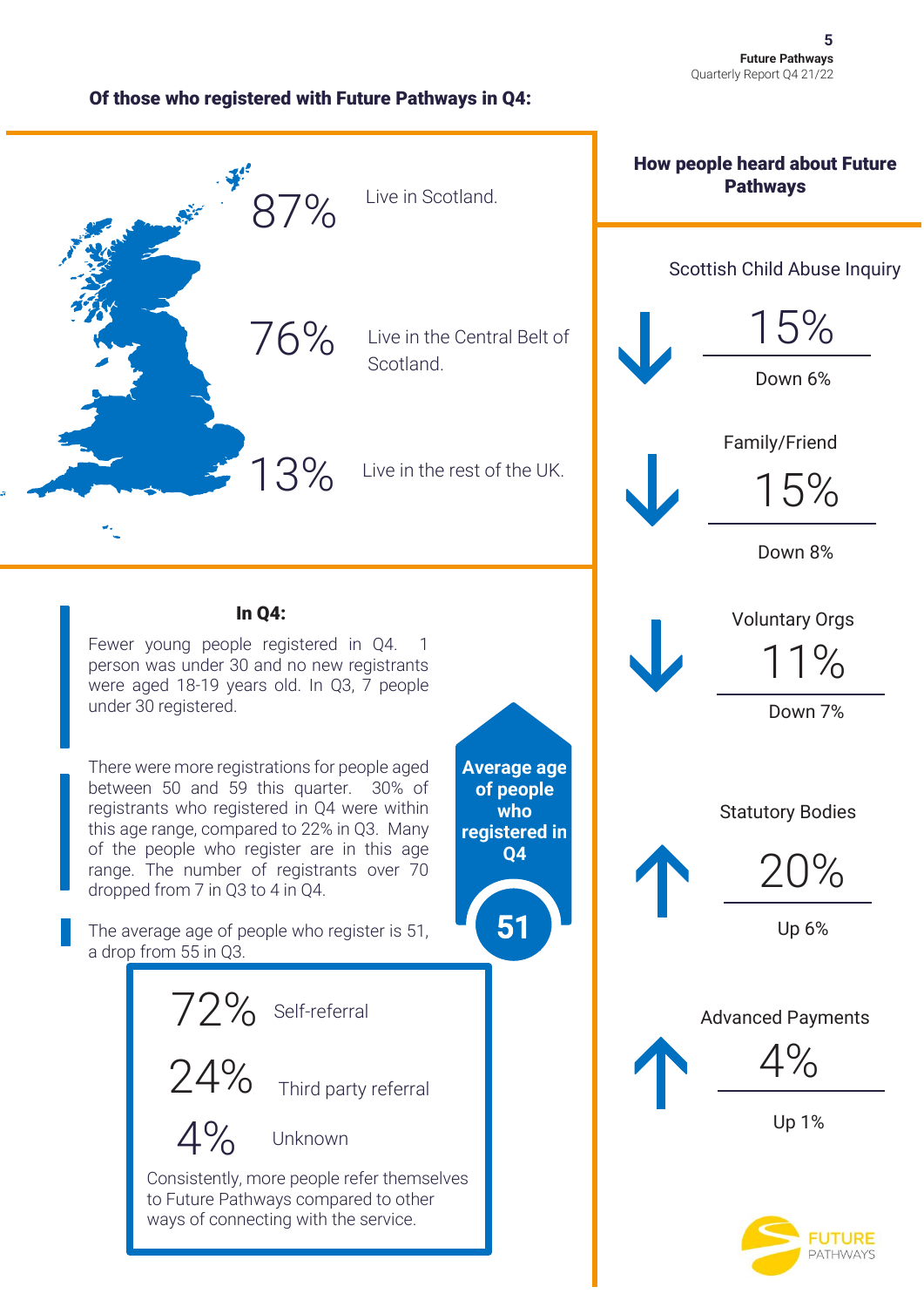## Of those who registered with Future Pathways in Q4:

87% Live in Scotland.

76% Live in the Central Belt of Scotland.

13% Live in the rest of the UK.

### In Q4:

Fewer young people registered in Q4. 1 person was under 30 and no new registrants were aged 18-19 years old. In Q3, 7 people under 30 registered.

There were more registrations for people aged between 50 and 59 this quarter. 30% of registrants who registered in Q4 were within this age range, compared to 22% in Q3. Many of the people who register are in this age range. The number of registrants over 70 dropped from 7 in Q3 to 4 in Q4.

The average age of people who register is 51, a drop from 55 in Q3.

**Average age of people who registered in Q4**

**51**

72% Self-referral

24% Third party referral

4% Unknown

Consistently, more people refer themselves to Future Pathways compared to other ways of connecting with the service.

## How people heard about Future Pathways

| Source | Percentage | Change |
|---|---|---|
| Scottish Child Abuse Inquiry | 15% | Down 6% |
| Family/Friend | 15% | Down 8% |
| Voluntary Orgs | 11% | Down 7% |
| Statutory Bodies | 20% | Up 6% |
| Advanced Payments | 4% | Up 1% |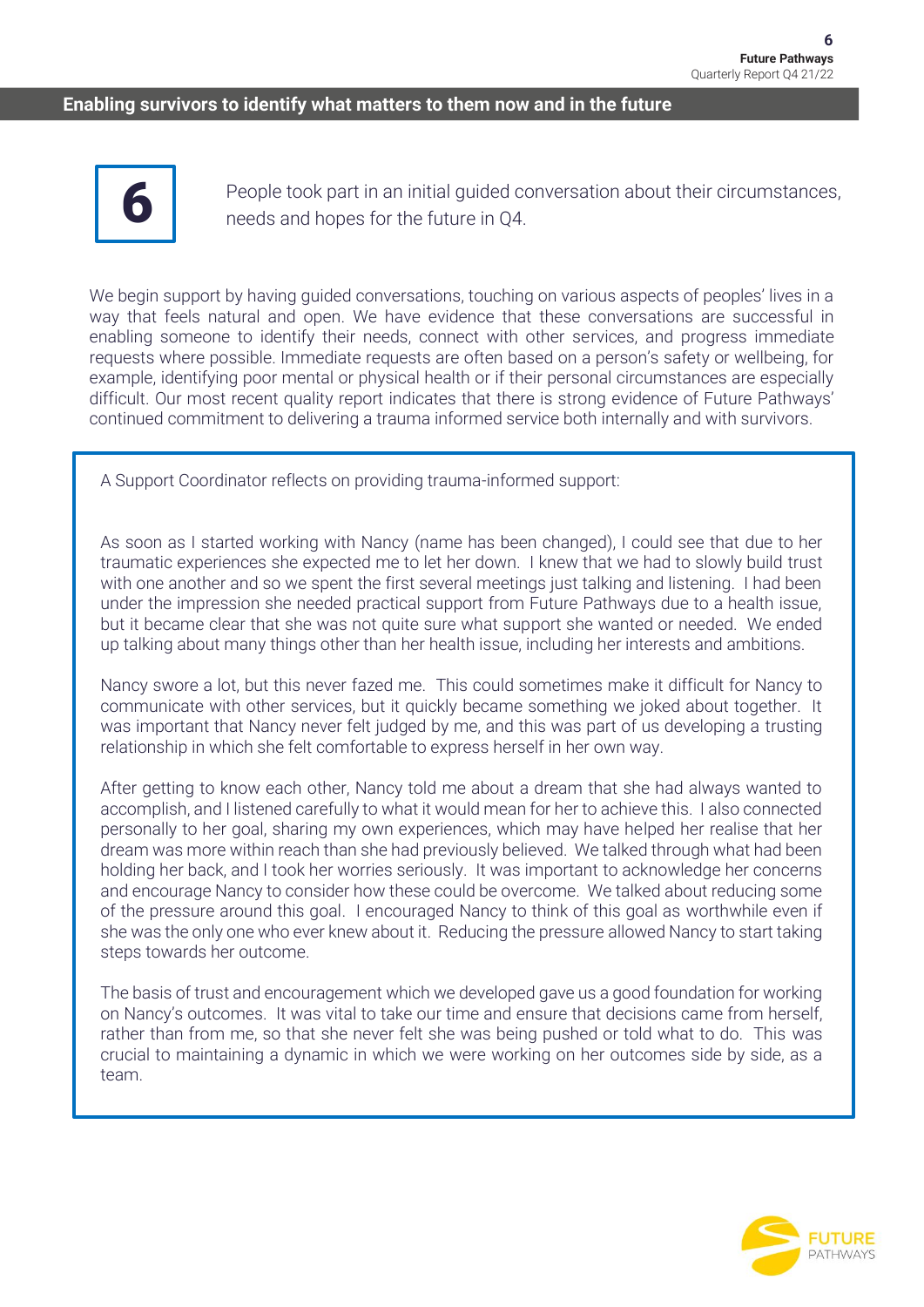## Enabling survivors to identify what matters to them now and in the future

**6**

People took part in an initial guided conversation about their circumstances, needs and hopes for the future in Q4.

We begin support by having guided conversations, touching on various aspects of peoples' lives in a way that feels natural and open. We have evidence that these conversations are successful in enabling someone to identify their needs, connect with other services, and progress immediate requests where possible. Immediate requests are often based on a person's safety or wellbeing, for example, identifying poor mental or physical health or if their personal circumstances are especially difficult. Our most recent quality report indicates that there is strong evidence of Future Pathways' continued commitment to delivering a trauma informed service both internally and with survivors.

> A Support Coordinator reflects on providing trauma-informed support:
>
> As soon as I started working with Nancy (name has been changed), I could see that due to her traumatic experiences she expected me to let her down. I knew that we had to slowly build trust with one another and so we spent the first several meetings just talking and listening. I had been under the impression she needed practical support from Future Pathways due to a health issue, but it became clear that she was not quite sure what support she wanted or needed. We ended up talking about many things other than her health issue, including her interests and ambitions.
>
> Nancy swore a lot, but this never fazed me. This could sometimes make it difficult for Nancy to communicate with other services, but it quickly became something we joked about together. It was important that Nancy never felt judged by me, and this was part of us developing a trusting relationship in which she felt comfortable to express herself in her own way.
>
> After getting to know each other, Nancy told me about a dream that she had always wanted to accomplish, and I listened carefully to what it would mean for her to achieve this. I also connected personally to her goal, sharing my own experiences, which may have helped her realise that her dream was more within reach than she had previously believed. We talked through what had been holding her back, and I took her worries seriously. It was important to acknowledge her concerns and encourage Nancy to consider how these could be overcome. We talked about reducing some of the pressure around this goal. I encouraged Nancy to think of this goal as worthwhile even if she was the only one who ever knew about it. Reducing the pressure allowed Nancy to start taking steps towards her outcome.
>
> The basis of trust and encouragement which we developed gave us a good foundation for working on Nancy's outcomes. It was vital to take our time and ensure that decisions came from herself, rather than from me, so that she never felt she was being pushed or told what to do. This was crucial to maintaining a dynamic in which we were working on her outcomes side by side, as a team.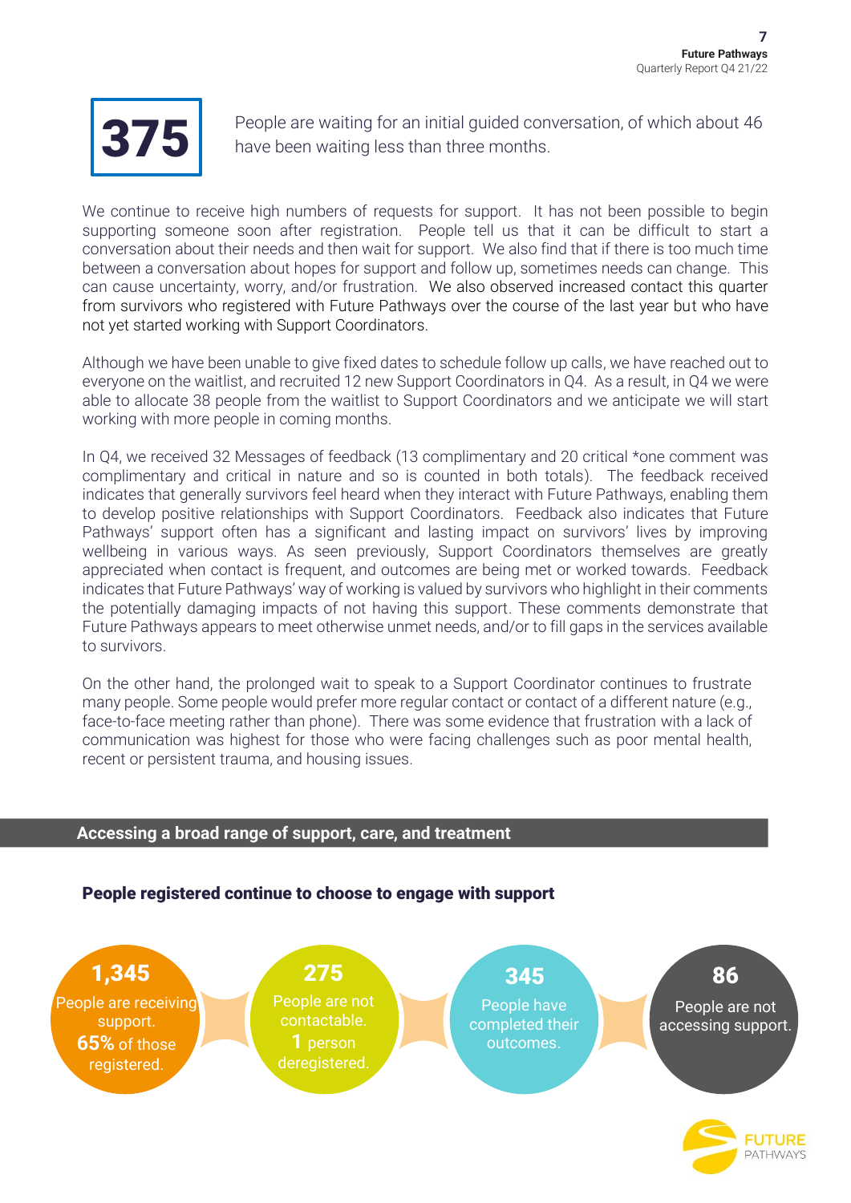**375** People are waiting for an initial guided conversation, of which about 46 have been waiting less than three months.

We continue to receive high numbers of requests for support. It has not been possible to begin supporting someone soon after registration. People tell us that it can be difficult to start a conversation about their needs and then wait for support. We also find that if there is too much time between a conversation about hopes for support and follow up, sometimes needs can change. This can cause uncertainty, worry, and/or frustration. We also observed increased contact this quarter from survivors who registered with Future Pathways over the course of the last year but who have not yet started working with Support Coordinators.

Although we have been unable to give fixed dates to schedule follow up calls, we have reached out to everyone on the waitlist, and recruited 12 new Support Coordinators in Q4. As a result, in Q4 we were able to allocate 38 people from the waitlist to Support Coordinators and we anticipate we will start working with more people in coming months.

In Q4, we received 32 Messages of feedback (13 complimentary and 20 critical *one comment was complimentary and critical in nature and so is counted in both totals). The feedback received indicates that generally survivors feel heard when they interact with Future Pathways, enabling them to develop positive relationships with Support Coordinators. Feedback also indicates that Future Pathways' support often has a significant and lasting impact on survivors' lives by improving wellbeing in various ways. As seen previously, Support Coordinators themselves are greatly appreciated when contact is frequent, and outcomes are being met or worked towards. Feedback indicates that Future Pathways' way of working is valued by survivors who highlight in their comments the potentially damaging impacts of not having this support. These comments demonstrate that Future Pathways appears to meet otherwise unmet needs, and/or to fill gaps in the services available to survivors.

On the other hand, the prolonged wait to speak to a Support Coordinator continues to frustrate many people. Some people would prefer more regular contact or contact of a different nature (e.g., face-to-face meeting rather than phone). There was some evidence that frustration with a lack of communication was highest for those who were facing challenges such as poor mental health, recent or persistent trauma, and housing issues.

## Accessing a broad range of support, care, and treatment

### People registered continue to choose to engage with support

**1,345** People are receiving support. **65%** of those registered.

**275** People are not contactable. **1** person deregistered.

**345** People have completed their outcomes.

**86** People are not accessing support.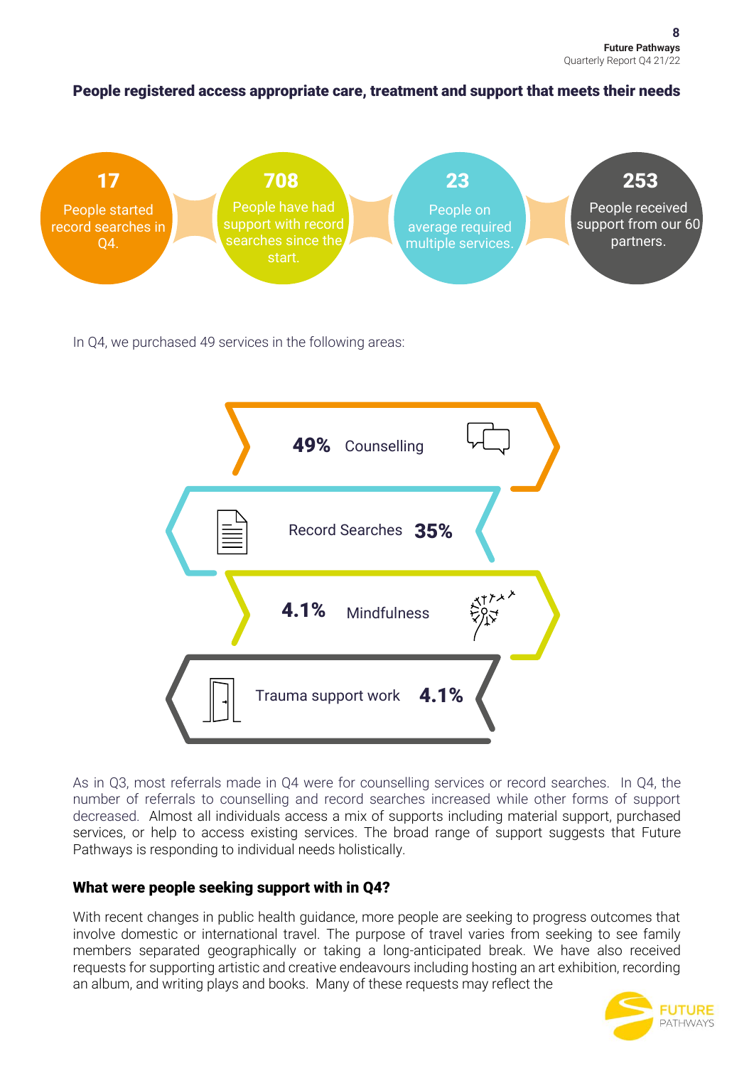## People registered access appropriate care, treatment and support that meets their needs

**17**
People started record searches in Q4.

**708**
People have had support with record searches since the start.

**23**
People on average required multiple services.

**253**
People received support from our 60 partners.

In Q4, we purchased 49 services in the following areas:

- **49%** Counselling
- Record Searches **35%**
- **4.1%** Mindfulness
- Trauma support work **4.1%**

As in Q3, most referrals made in Q4 were for counselling services or record searches. In Q4, the number of referrals to counselling and record searches increased while other forms of support decreased. Almost all individuals access a mix of supports including material support, purchased services, or help to access existing services. The broad range of support suggests that Future Pathways is responding to individual needs holistically.

### What were people seeking support with in Q4?

With recent changes in public health guidance, more people are seeking to progress outcomes that involve domestic or international travel. The purpose of travel varies from seeking to see family members separated geographically or taking a long-anticipated break. We have also received requests for supporting artistic and creative endeavours including hosting an art exhibition, recording an album, and writing plays and books. Many of these requests may reflect the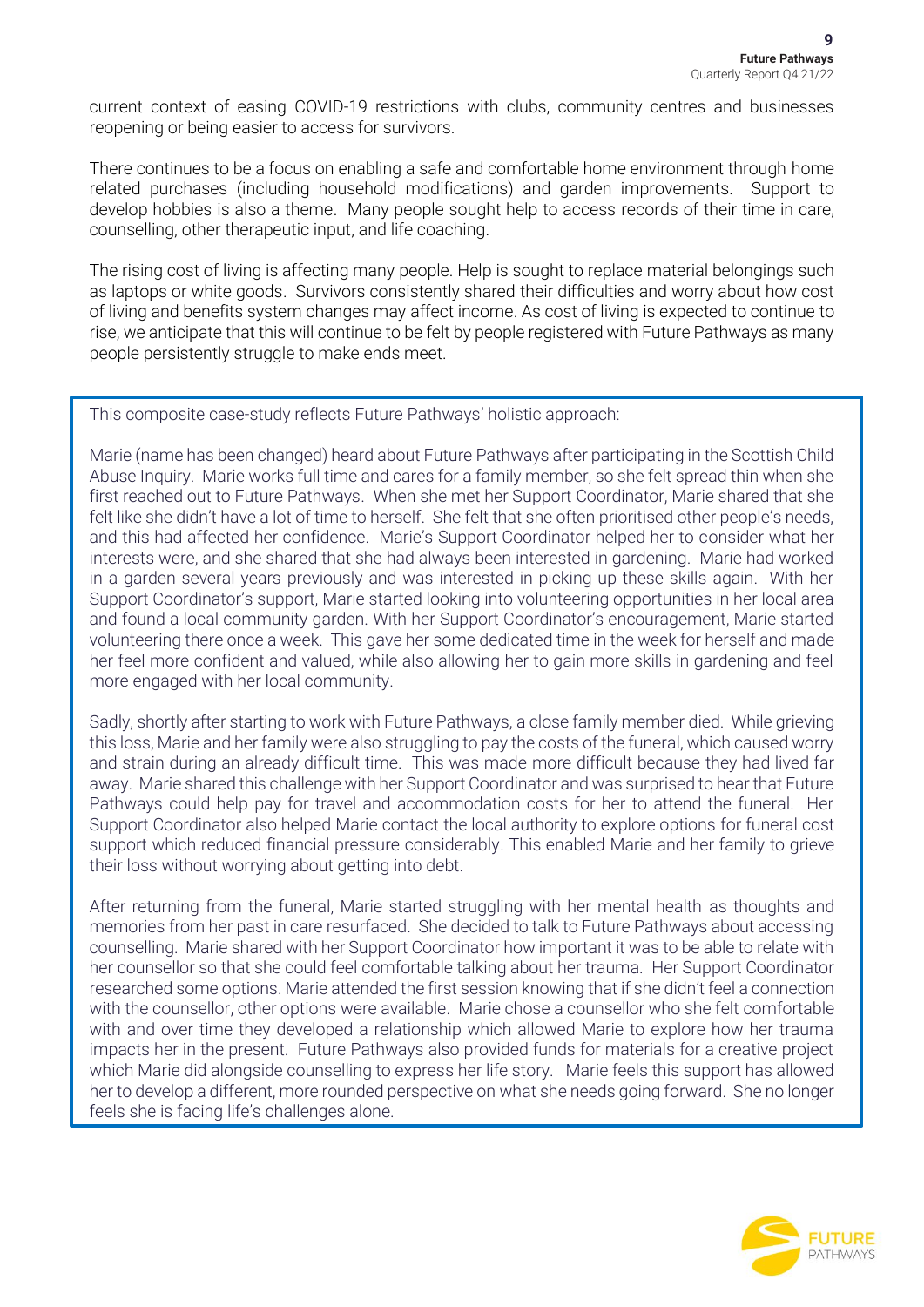current context of easing COVID-19 restrictions with clubs, community centres and businesses reopening or being easier to access for survivors.

There continues to be a focus on enabling a safe and comfortable home environment through home related purchases (including household modifications) and garden improvements. Support to develop hobbies is also a theme. Many people sought help to access records of their time in care, counselling, other therapeutic input, and life coaching.

The rising cost of living is affecting many people. Help is sought to replace material belongings such as laptops or white goods. Survivors consistently shared their difficulties and worry about how cost of living and benefits system changes may affect income. As cost of living is expected to continue to rise, we anticipate that this will continue to be felt by people registered with Future Pathways as many people persistently struggle to make ends meet.

This composite case-study reflects Future Pathways' holistic approach:

Marie (name has been changed) heard about Future Pathways after participating in the Scottish Child Abuse Inquiry. Marie works full time and cares for a family member, so she felt spread thin when she first reached out to Future Pathways. When she met her Support Coordinator, Marie shared that she felt like she didn't have a lot of time to herself. She felt that she often prioritised other people's needs, and this had affected her confidence. Marie's Support Coordinator helped her to consider what her interests were, and she shared that she had always been interested in gardening. Marie had worked in a garden several years previously and was interested in picking up these skills again. With her Support Coordinator's support, Marie started looking into volunteering opportunities in her local area and found a local community garden. With her Support Coordinator's encouragement, Marie started volunteering there once a week. This gave her some dedicated time in the week for herself and made her feel more confident and valued, while also allowing her to gain more skills in gardening and feel more engaged with her local community.

Sadly, shortly after starting to work with Future Pathways, a close family member died. While grieving this loss, Marie and her family were also struggling to pay the costs of the funeral, which caused worry and strain during an already difficult time. This was made more difficult because they had lived far away. Marie shared this challenge with her Support Coordinator and was surprised to hear that Future Pathways could help pay for travel and accommodation costs for her to attend the funeral. Her Support Coordinator also helped Marie contact the local authority to explore options for funeral cost support which reduced financial pressure considerably. This enabled Marie and her family to grieve their loss without worrying about getting into debt.

After returning from the funeral, Marie started struggling with her mental health as thoughts and memories from her past in care resurfaced. She decided to talk to Future Pathways about accessing counselling. Marie shared with her Support Coordinator how important it was to be able to relate with her counsellor so that she could feel comfortable talking about her trauma. Her Support Coordinator researched some options. Marie attended the first session knowing that if she didn't feel a connection with the counsellor, other options were available. Marie chose a counsellor who she felt comfortable with and over time they developed a relationship which allowed Marie to explore how her trauma impacts her in the present. Future Pathways also provided funds for materials for a creative project which Marie did alongside counselling to express her life story. Marie feels this support has allowed her to develop a different, more rounded perspective on what she needs going forward. She no longer feels she is facing life's challenges alone.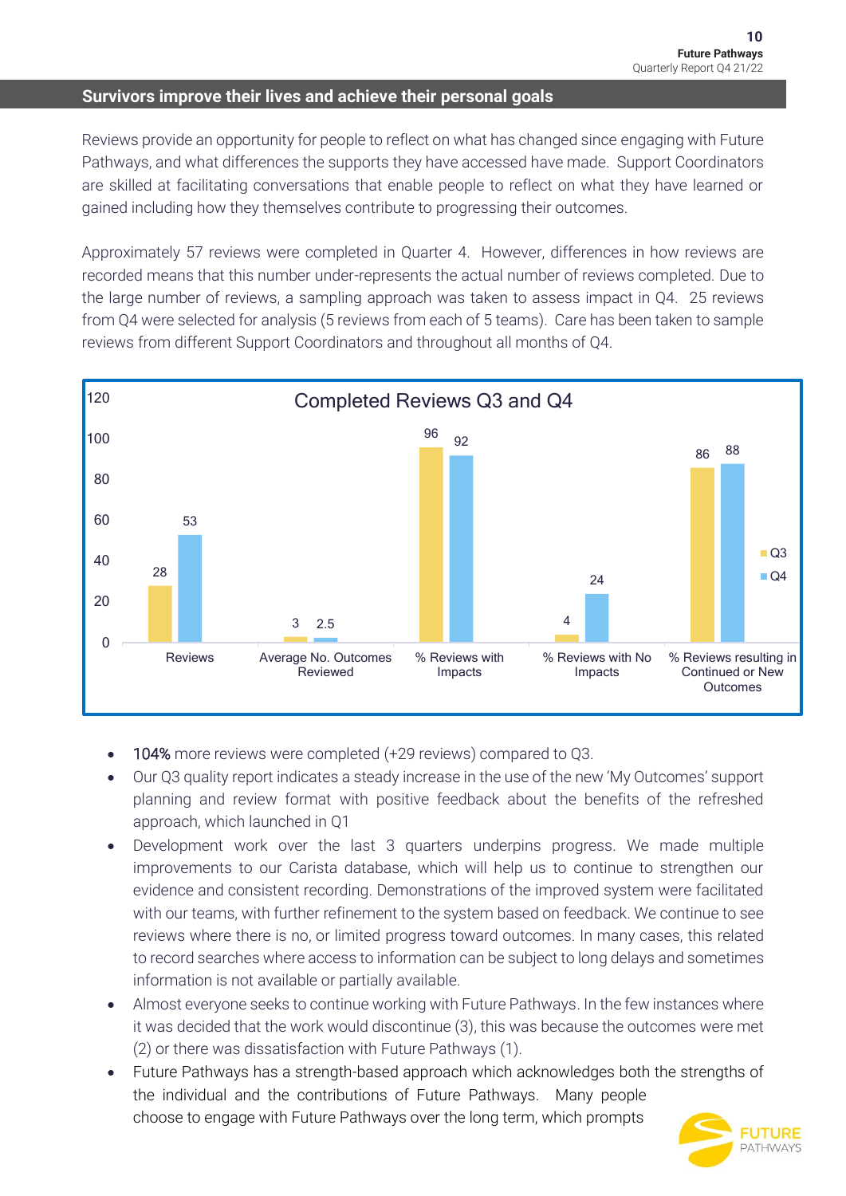## Survivors improve their lives and achieve their personal goals

Reviews provide an opportunity for people to reflect on what has changed since engaging with Future Pathways, and what differences the supports they have accessed have made. Support Coordinators are skilled at facilitating conversations that enable people to reflect on what they have learned or gained including how they themselves contribute to progressing their outcomes.

Approximately 57 reviews were completed in Quarter 4. However, differences in how reviews are recorded means that this number under-represents the actual number of reviews completed. Due to the large number of reviews, a sampling approach was taken to assess impact in Q4. 25 reviews from Q4 were selected for analysis (5 reviews from each of 5 teams). Care has been taken to sample reviews from different Support Coordinators and throughout all months of Q4.

**Completed Reviews Q3 and Q4**

| | Q3 | Q4 |
|---|---|---|
| Reviews | 28 | 53 |
| Average No. Outcomes Reviewed | 3 | 2.5 |
| % Reviews with Impacts | 96 | 92 |
| % Reviews with No Impacts | 4 | 24 |
| % Reviews resulting in Continued or New Outcomes | 86 | 88 |

- **104%** more reviews were completed (+29 reviews) compared to Q3.
- Our Q3 quality report indicates a steady increase in the use of the new 'My Outcomes' support planning and review format with positive feedback about the benefits of the refreshed approach, which launched in Q1
- Development work over the last 3 quarters underpins progress. We made multiple improvements to our Carista database, which will help us to continue to strengthen our evidence and consistent recording. Demonstrations of the improved system were facilitated with our teams, with further refinement to the system based on feedback. We continue to see reviews where there is no, or limited progress toward outcomes. In many cases, this related to record searches where access to information can be subject to long delays and sometimes information is not available or partially available.
- Almost everyone seeks to continue working with Future Pathways. In the few instances where it was decided that the work would discontinue (3), this was because the outcomes were met (2) or there was dissatisfaction with Future Pathways (1).
- Future Pathways has a strength-based approach which acknowledges both the strengths of the individual and the contributions of Future Pathways. Many people choose to engage with Future Pathways over the long term, which prompts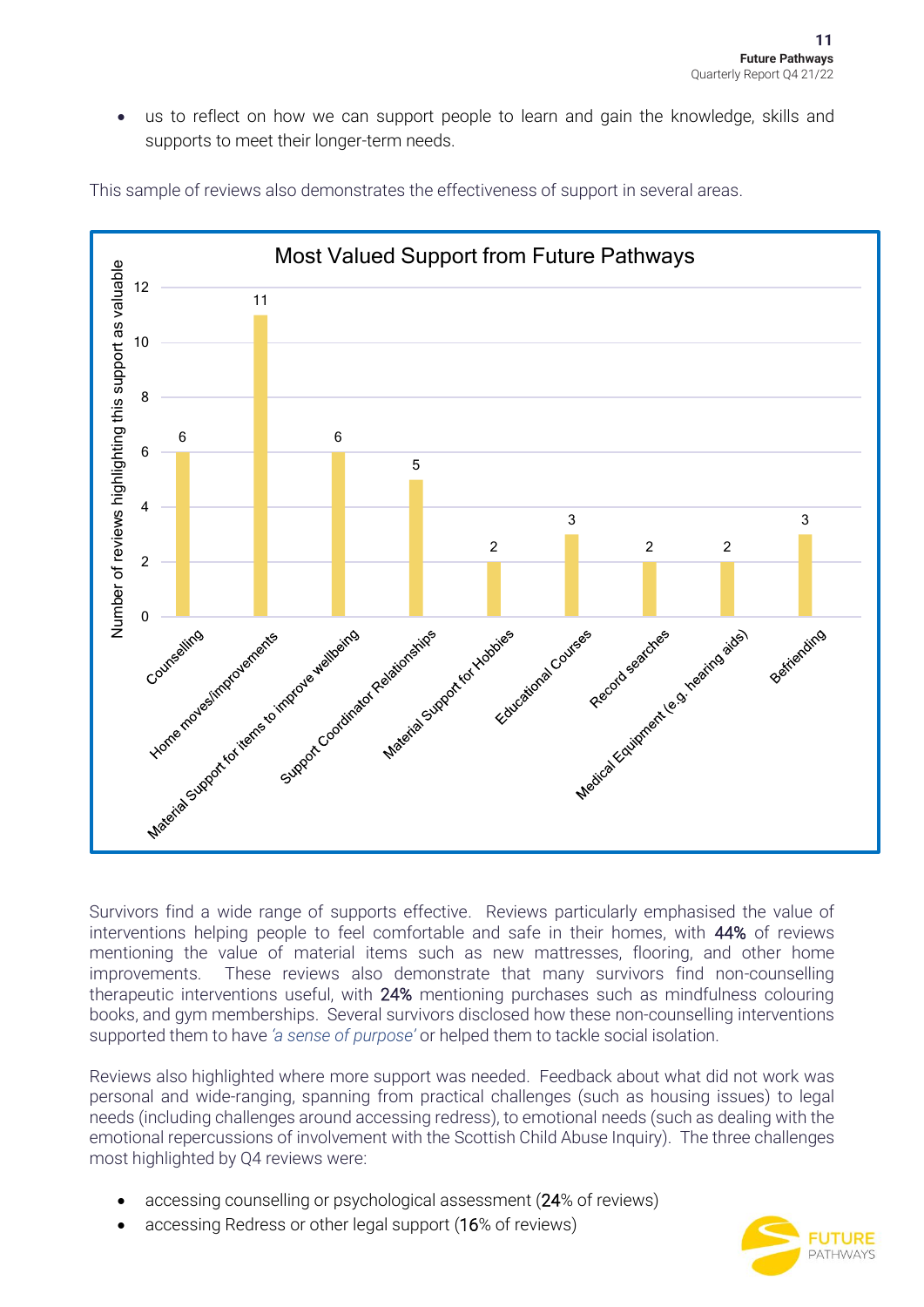- us to reflect on how we can support people to learn and gain the knowledge, skills and supports to meet their longer-term needs.

This sample of reviews also demonstrates the effectiveness of support in several areas.

**Most Valued Support from Future Pathways**

| Support | Number of reviews highlighting this support as valuable |
|---|---|
| Counselling | 6 |
| Home moves/improvements | 11 |
| Material Support for items to improve wellbeing | 6 |
| Support Coordinator Relationships | 5 |
| Material Support for Hobbies | 2 |
| Educational Courses | 3 |
| Record searches | 2 |
| Medical Equipment (e.g. hearing aids) | 2 |
| Befriending | 3 |

Survivors find a wide range of supports effective. Reviews particularly emphasised the value of interventions helping people to feel comfortable and safe in their homes, with 44% of reviews mentioning the value of material items such as new mattresses, flooring, and other home improvements. These reviews also demonstrate that many survivors find non-counselling therapeutic interventions useful, with 24% mentioning purchases such as mindfulness colouring books, and gym memberships. Several survivors disclosed how these non-counselling interventions supported them to have *'a sense of purpose'* or helped them to tackle social isolation.

Reviews also highlighted where more support was needed. Feedback about what did not work was personal and wide-ranging, spanning from practical challenges (such as housing issues) to legal needs (including challenges around accessing redress), to emotional needs (such as dealing with the emotional repercussions of involvement with the Scottish Child Abuse Inquiry). The three challenges most highlighted by Q4 reviews were:

- accessing counselling or psychological assessment (24% of reviews)
- accessing Redress or other legal support (16% of reviews)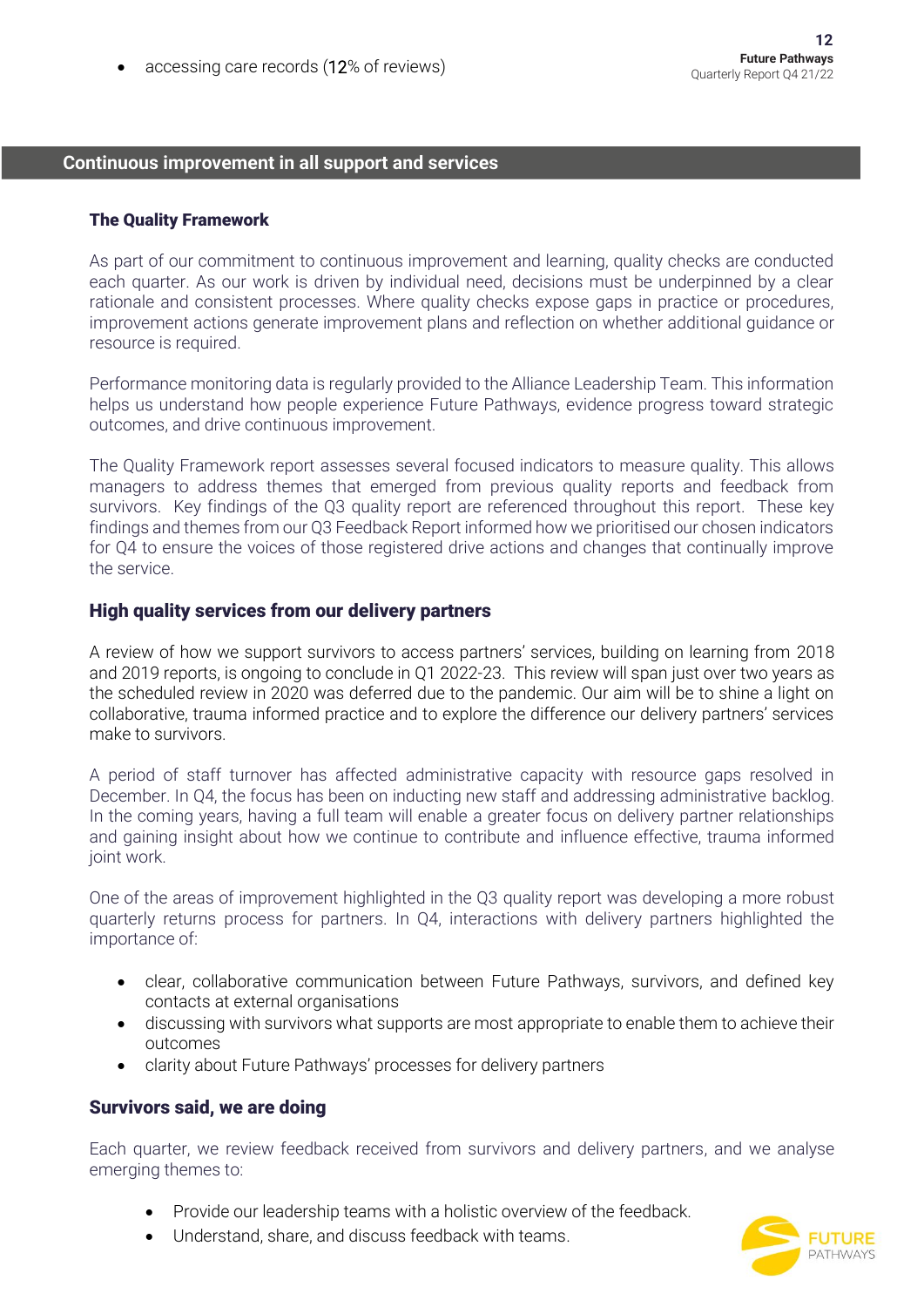- accessing care records (12% of reviews)

## Continuous improvement in all support and services

### The Quality Framework

As part of our commitment to continuous improvement and learning, quality checks are conducted each quarter. As our work is driven by individual need, decisions must be underpinned by a clear rationale and consistent processes. Where quality checks expose gaps in practice or procedures, improvement actions generate improvement plans and reflection on whether additional guidance or resource is required.

Performance monitoring data is regularly provided to the Alliance Leadership Team. This information helps us understand how people experience Future Pathways, evidence progress toward strategic outcomes, and drive continuous improvement.

The Quality Framework report assesses several focused indicators to measure quality. This allows managers to address themes that emerged from previous quality reports and feedback from survivors. Key findings of the Q3 quality report are referenced throughout this report. These key findings and themes from our Q3 Feedback Report informed how we prioritised our chosen indicators for Q4 to ensure the voices of those registered drive actions and changes that continually improve the service.

### High quality services from our delivery partners

A review of how we support survivors to access partners' services, building on learning from 2018 and 2019 reports, is ongoing to conclude in Q1 2022-23. This review will span just over two years as the scheduled review in 2020 was deferred due to the pandemic. Our aim will be to shine a light on collaborative, trauma informed practice and to explore the difference our delivery partners' services make to survivors.

A period of staff turnover has affected administrative capacity with resource gaps resolved in December. In Q4, the focus has been on inducting new staff and addressing administrative backlog. In the coming years, having a full team will enable a greater focus on delivery partner relationships and gaining insight about how we continue to contribute and influence effective, trauma informed joint work.

One of the areas of improvement highlighted in the Q3 quality report was developing a more robust quarterly returns process for partners. In Q4, interactions with delivery partners highlighted the importance of:

- clear, collaborative communication between Future Pathways, survivors, and defined key contacts at external organisations
- discussing with survivors what supports are most appropriate to enable them to achieve their outcomes
- clarity about Future Pathways' processes for delivery partners

### Survivors said, we are doing

Each quarter, we review feedback received from survivors and delivery partners, and we analyse emerging themes to:

- Provide our leadership teams with a holistic overview of the feedback.
- Understand, share, and discuss feedback with teams.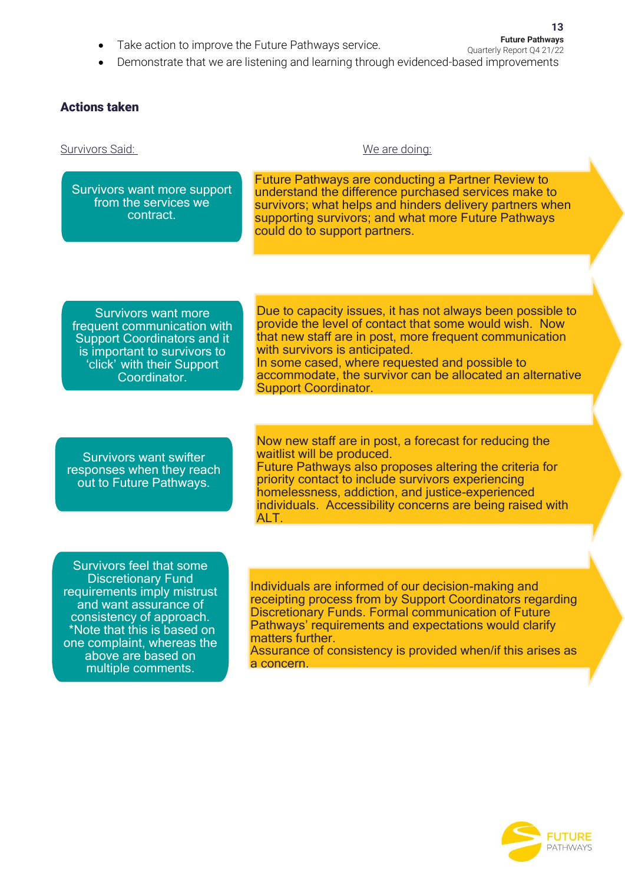- Take action to improve the Future Pathways service.
- Demonstrate that we are listening and learning through evidenced-based improvements

**Actions taken**

| Survivors Said: | We are doing: |
| --- | --- |
| Survivors want more support from the services we contract. | Future Pathways are conducting a Partner Review to understand the difference purchased services make to survivors; what helps and hinders delivery partners when supporting survivors; and what more Future Pathways could do to support partners. |
| Survivors want more frequent communication with Support Coordinators and it is important to survivors to 'click' with their Support Coordinator. | Due to capacity issues, it has not always been possible to provide the level of contact that some would wish. Now that new staff are in post, more frequent communication with survivors is anticipated. In some cased, where requested and possible to accommodate, the survivor can be allocated an alternative Support Coordinator. |
| Survivors want swifter responses when they reach out to Future Pathways. | Now new staff are in post, a forecast for reducing the waitlist will be produced. Future Pathways also proposes altering the criteria for priority contact to include survivors experiencing homelessness, addiction, and justice-experienced individuals. Accessibility concerns are being raised with ALT. |
| Survivors feel that some Discretionary Fund requirements imply mistrust and want assurance of consistency of approach. *Note that this is based on one complaint, whereas the above are based on multiple comments. | Individuals are informed of our decision-making and receipting process from by Support Coordinators regarding Discretionary Funds. Formal communication of Future Pathways' requirements and expectations would clarify matters further. Assurance of consistency is provided when/if this arises as a concern. |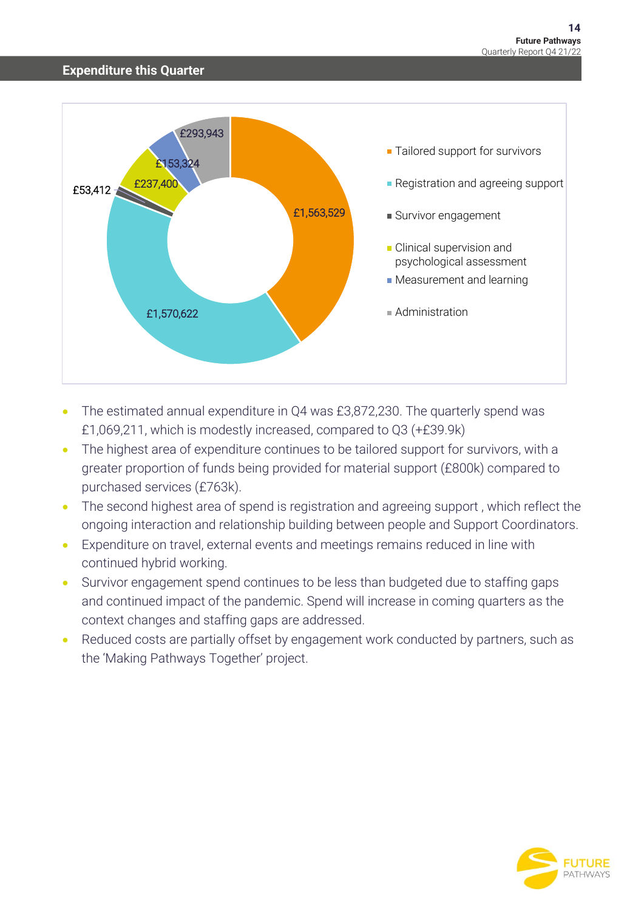## Expenditure this Quarter

£293,943
£153,324
£237,400
£53,412
£1,563,529
£1,570,622

- Tailored support for survivors
- Registration and agreeing support
- Survivor engagement
- Clinical supervision and psychological assessment
- Measurement and learning
- Administration

- The estimated annual expenditure in Q4 was £3,872,230. The quarterly spend was £1,069,211, which is modestly increased, compared to Q3 (+£39.9k)
- The highest area of expenditure continues to be tailored support for survivors, with a greater proportion of funds being provided for material support (£800k) compared to purchased services (£763k).
- The second highest area of spend is registration and agreeing support , which reflect the ongoing interaction and relationship building between people and Support Coordinators.
- Expenditure on travel, external events and meetings remains reduced in line with continued hybrid working.
- Survivor engagement spend continues to be less than budgeted due to staffing gaps and continued impact of the pandemic. Spend will increase in coming quarters as the context changes and staffing gaps are addressed.
- Reduced costs are partially offset by engagement work conducted by partners, such as the 'Making Pathways Together' project.